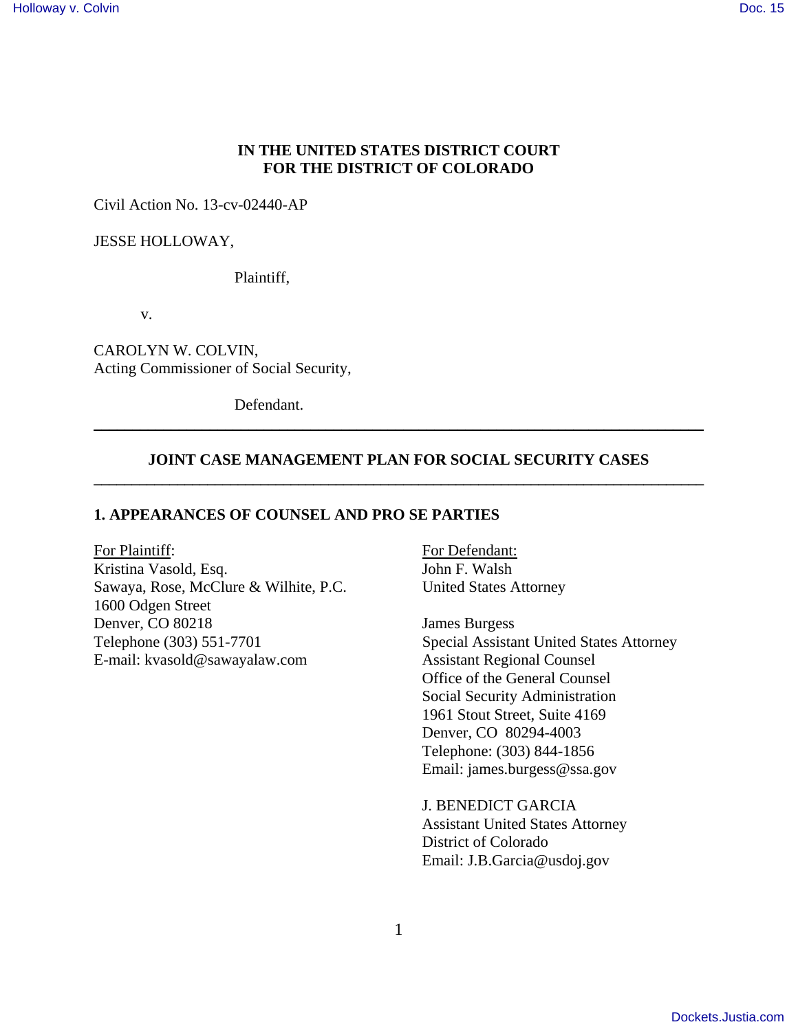**IN THE UNITED STATES DISTRICT COURT**
**FOR THE DISTRICT OF COLORADO**

Civil Action No. 13-cv-02440-AP

JESSE HOLLOWAY,

Plaintiff,

v.

CAROLYN W. COLVIN,
Acting Commissioner of Social Security,

Defendant.

---

**JOINT CASE MANAGEMENT PLAN FOR SOCIAL SECURITY CASES**

---

**1. APPEARANCES OF COUNSEL AND PRO SE PARTIES**

For Plaintiff:
Kristina Vasold, Esq.
Sawaya, Rose, McClure & Wilhite, P.C.
1600 Odgen Street
Denver, CO 80218
Telephone (303) 551-7701
E-mail: kvasold@sawayalaw.com

For Defendant:
John F. Walsh
United States Attorney

James Burgess
Special Assistant United States Attorney
Assistant Regional Counsel
Office of the General Counsel
Social Security Administration
1961 Stout Street, Suite 4169
Denver, CO 80294-4003
Telephone: (303) 844-1856
Email: james.burgess@ssa.gov

J. BENEDICT GARCIA
Assistant United States Attorney
District of Colorado
Email: J.B.Garcia@usdoj.gov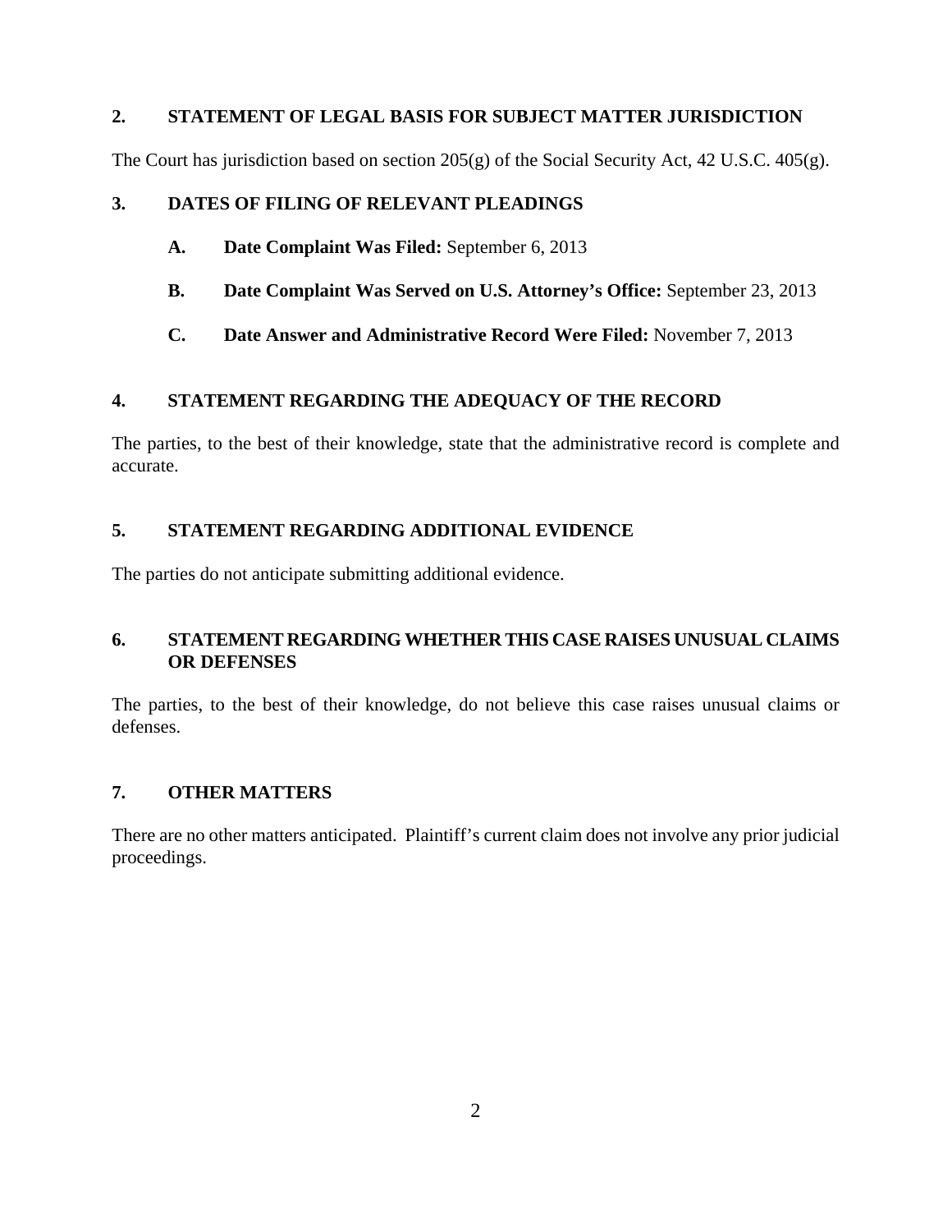## 2. STATEMENT OF LEGAL BASIS FOR SUBJECT MATTER JURISDICTION

The Court has jurisdiction based on section 205(g) of the Social Security Act, 42 U.S.C. 405(g).

## 3. DATES OF FILING OF RELEVANT PLEADINGS

- **A. Date Complaint Was Filed:** September 6, 2013
- **B. Date Complaint Was Served on U.S. Attorney's Office:** September 23, 2013
- **C. Date Answer and Administrative Record Were Filed:** November 7, 2013

## 4. STATEMENT REGARDING THE ADEQUACY OF THE RECORD

The parties, to the best of their knowledge, state that the administrative record is complete and accurate.

## 5. STATEMENT REGARDING ADDITIONAL EVIDENCE

The parties do not anticipate submitting additional evidence.

## 6. STATEMENT REGARDING WHETHER THIS CASE RAISES UNUSUAL CLAIMS OR DEFENSES

The parties, to the best of their knowledge, do not believe this case raises unusual claims or defenses.

## 7. OTHER MATTERS

There are no other matters anticipated. Plaintiff's current claim does not involve any prior judicial proceedings.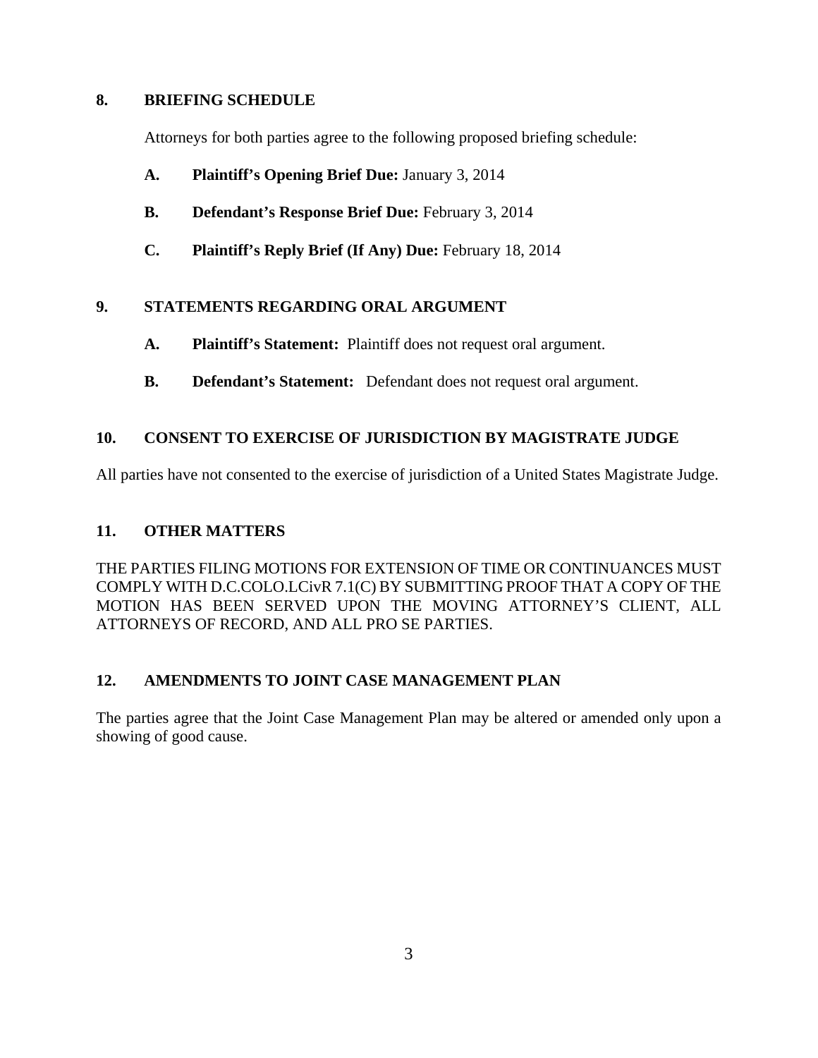## 8. BRIEFING SCHEDULE

Attorneys for both parties agree to the following proposed briefing schedule:

**A. Plaintiff's Opening Brief Due:** January 3, 2014

**B. Defendant's Response Brief Due:** February 3, 2014

**C. Plaintiff's Reply Brief (If Any) Due:** February 18, 2014

## 9. STATEMENTS REGARDING ORAL ARGUMENT

**A. Plaintiff's Statement:** Plaintiff does not request oral argument.

**B. Defendant's Statement:** Defendant does not request oral argument.

## 10. CONSENT TO EXERCISE OF JURISDICTION BY MAGISTRATE JUDGE

All parties have not consented to the exercise of jurisdiction of a United States Magistrate Judge.

## 11. OTHER MATTERS

THE PARTIES FILING MOTIONS FOR EXTENSION OF TIME OR CONTINUANCES MUST COMPLY WITH D.C.COLO.LCivR 7.1(C) BY SUBMITTING PROOF THAT A COPY OF THE MOTION HAS BEEN SERVED UPON THE MOVING ATTORNEY'S CLIENT, ALL ATTORNEYS OF RECORD, AND ALL PRO SE PARTIES.

## 12. AMENDMENTS TO JOINT CASE MANAGEMENT PLAN

The parties agree that the Joint Case Management Plan may be altered or amended only upon a showing of good cause.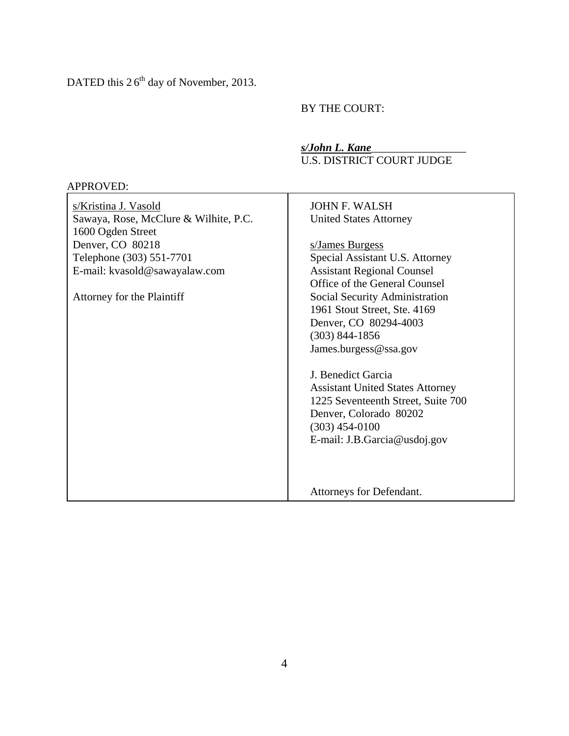DATED this 26th day of November, 2013.

BY THE COURT:

***s/John L. Kane***
U.S. DISTRICT COURT JUDGE

APPROVED:

| | |
|---|---|
| s/Kristina J. Vasold<br>Sawaya, Rose, McClure & Wilhite, P.C.<br>1600 Ogden Street<br>Denver, CO 80218<br>Telephone (303) 551-7701<br>E-mail: kvasold@sawayalaw.com<br><br>Attorney for the Plaintiff | JOHN F. WALSH<br>United States Attorney<br><br>s/James Burgess<br>Special Assistant U.S. Attorney<br>Assistant Regional Counsel<br>Office of the General Counsel<br>Social Security Administration<br>1961 Stout Street, Ste. 4169<br>Denver, CO 80294-4003<br>(303) 844-1856<br>James.burgess@ssa.gov<br><br>J. Benedict Garcia<br>Assistant United States Attorney<br>1225 Seventeenth Street, Suite 700<br>Denver, Colorado 80202<br>(303) 454-0100<br>E-mail: J.B.Garcia@usdoj.gov<br><br>Attorneys for Defendant. |